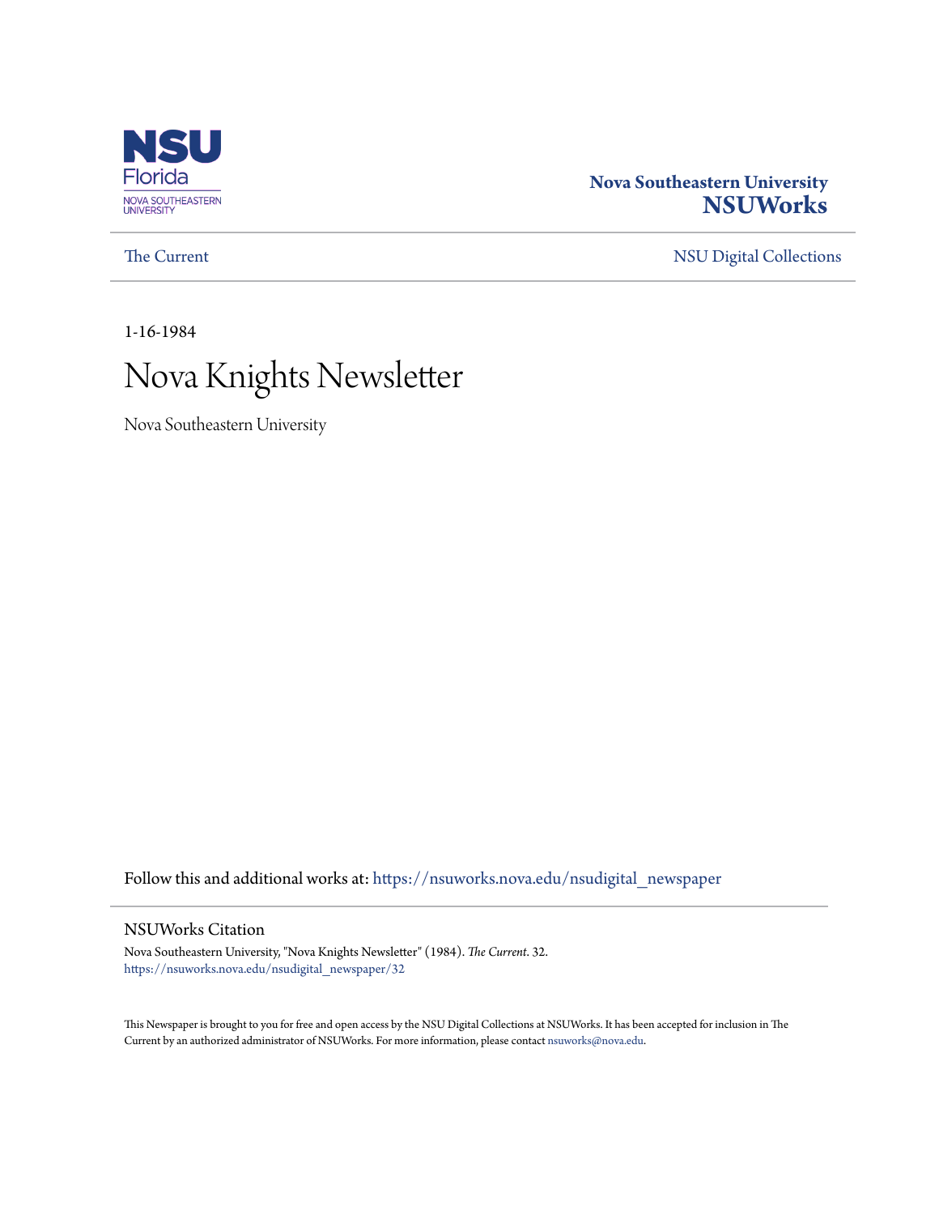NSU Florida
NOVA SOUTHEASTERN UNIVERSITY

**Nova Southeastern University**
**NSUWorks**

The Current | NSU Digital Collections

1-16-1984

# Nova Knights Newsletter

Nova Southeastern University

Follow this and additional works at: https://nsuworks.nova.edu/nsudigital_newspaper

## NSUWorks Citation

Nova Southeastern University, "Nova Knights Newsletter" (1984). *The Current*. 32.
https://nsuworks.nova.edu/nsudigital_newspaper/32

This Newspaper is brought to you for free and open access by the NSU Digital Collections at NSUWorks. It has been accepted for inclusion in The Current by an authorized administrator of NSUWorks. For more information, please contact nsuworks@nova.edu.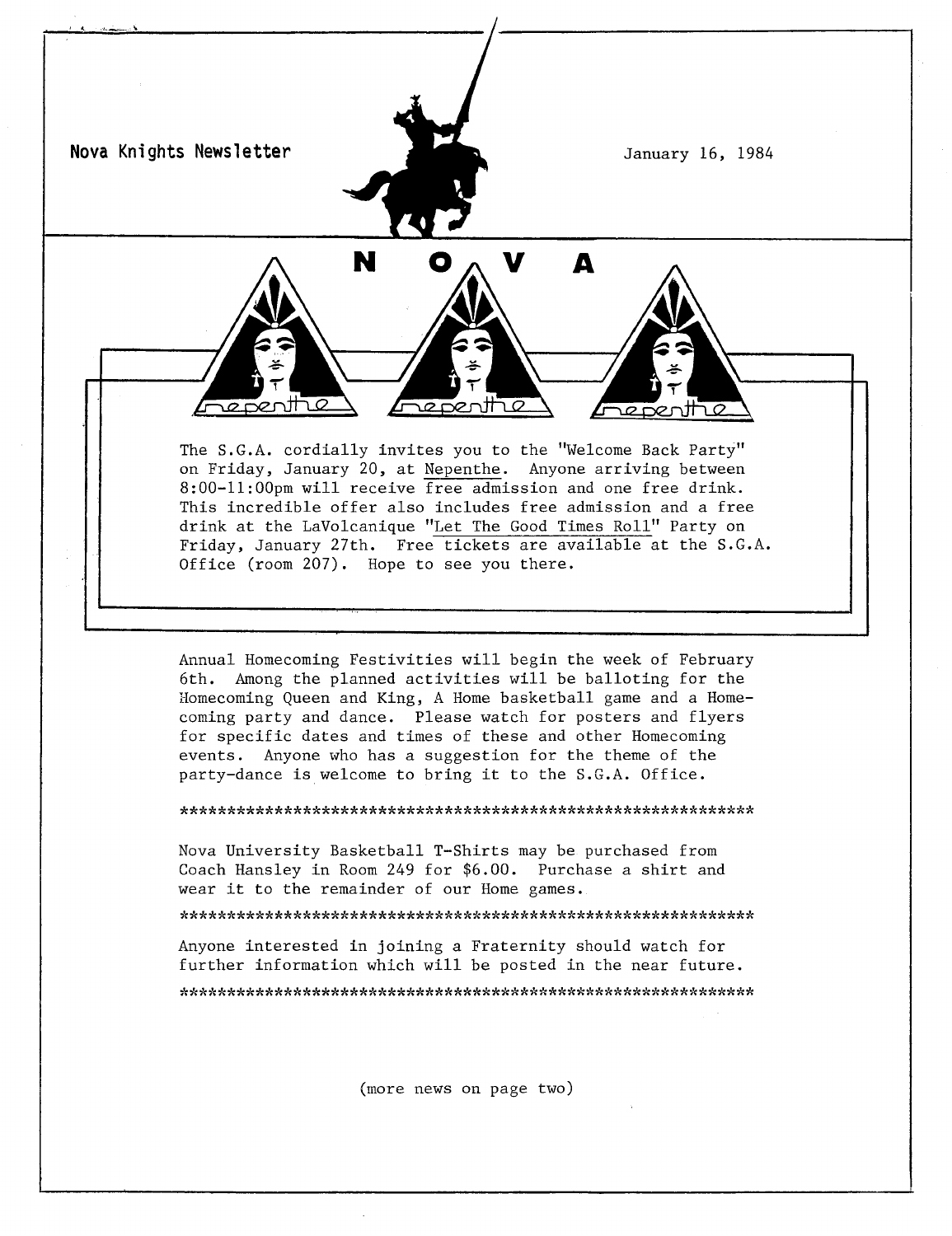**Nova Knights Newsletter**

January 16, 1984

**N O V A**

nepenthe nepenthe nepenthe

The S.G.A. cordially invites you to the "Welcome Back Party" on Friday, January 20, at Nepenthe. Anyone arriving between 8:00-11:00pm will receive free admission and one free drink. This incredible offer also includes free admission and a free drink at the LaVolcanique "Let The Good Times Roll" Party on Friday, January 27th. Free tickets are available at the S.G.A. Office (room 207). Hope to see you there.

Annual Homecoming Festivities will begin the week of February 6th. Among the planned activities will be balloting for the Homecoming Queen and King, A Home basketball game and a Homecoming party and dance. Please watch for posters and flyers for specific dates and times of these and other Homecoming events. Anyone who has a suggestion for the theme of the party-dance is welcome to bring it to the S.G.A. Office.

*************************************************************

Nova University Basketball T-Shirts may be purchased from Coach Hansley in Room 249 for $6.00. Purchase a shirt and wear it to the remainder of our Home games.

*************************************************************

Anyone interested in joining a Fraternity should watch for further information which will be posted in the near future.

*************************************************************

(more news on page two)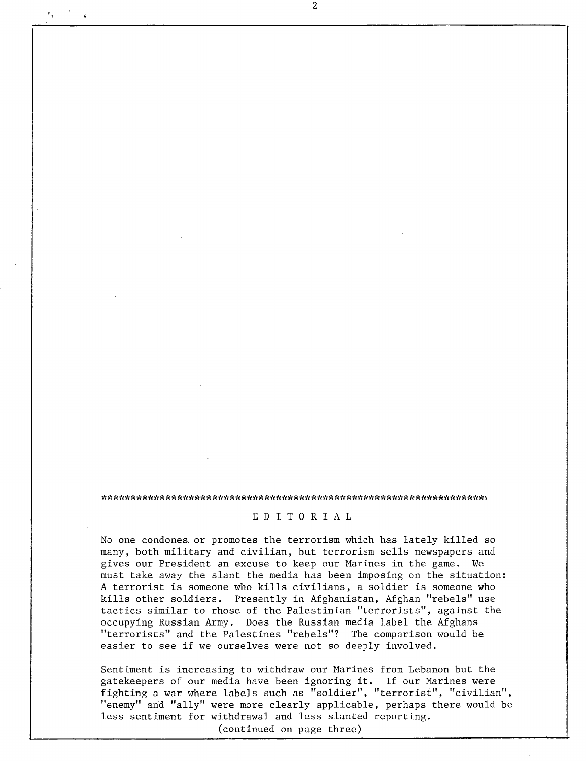\*\*\*\*\*\*\*\*\*\*\*\*\*\*\*\*\*\*\*\*\*\*\*\*\*\*\*\*\*\*\*\*\*\*\*\*\*\*\*\*\*\*\*\*\*\*\*\*\*\*\*\*\*\*\*\*\*\*\*\*\*\*\*\*\*\*\*\*\*\*

## EDITORIAL

No one condones or promotes the terrorism which has lately killed so many, both military and civilian, but terrorism sells newspapers and gives our President an excuse to keep our Marines in the game. We must take away the slant the media has been imposing on the situation: A terrorist is someone who kills civilians, a soldier is someone who kills other soldiers. Presently in Afghanistan, Afghan "rebels" use tactics similar to rhose of the Palestinian "terrorists", against the occupying Russian Army. Does the Russian media label the Afghans "terrorists" and the Palestines "rebels"? The comparison would be easier to see if we ourselves were not so deeply involved.

Sentiment is increasing to withdraw our Marines from Lebanon but the gatekeepers of our media have been ignoring it. If our Marines were fighting a war where labels such as "soldier", "terrorist", "civilian", "enemy" and "ally" were more clearly applicable, perhaps there would be less sentiment for withdrawal and less slanted reporting.

(continued on page three)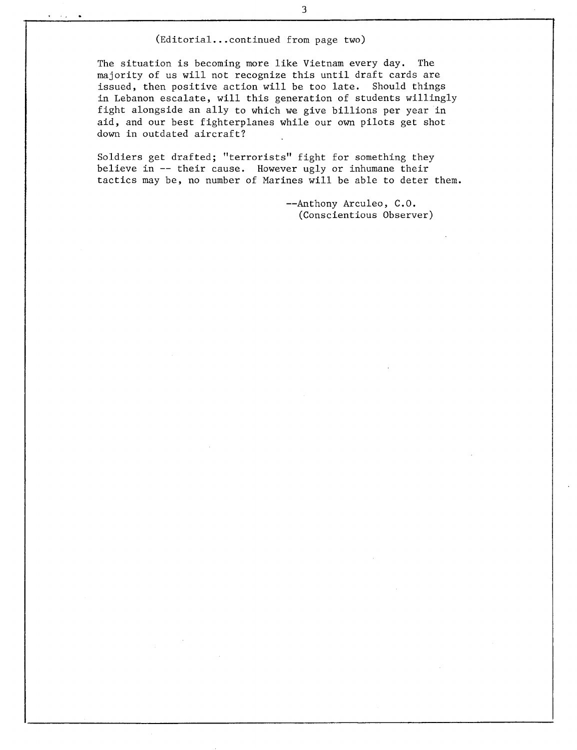(Editorial...continued from page two)

The situation is becoming more like Vietnam every day. The majority of us will not recognize this until draft cards are issued, then positive action will be too late. Should things in Lebanon escalate, will this generation of students willingly fight alongside an ally to which we give billions per year in aid, and our best fighterplanes while our own pilots get shot down in outdated aircraft?

Soldiers get drafted; "terrorists" fight for something they believe in -- their cause. However ugly or inhumane their tactics may be, no number of Marines will be able to deter them.

--Anthony Arculeo, C.O.
(Conscientious Observer)